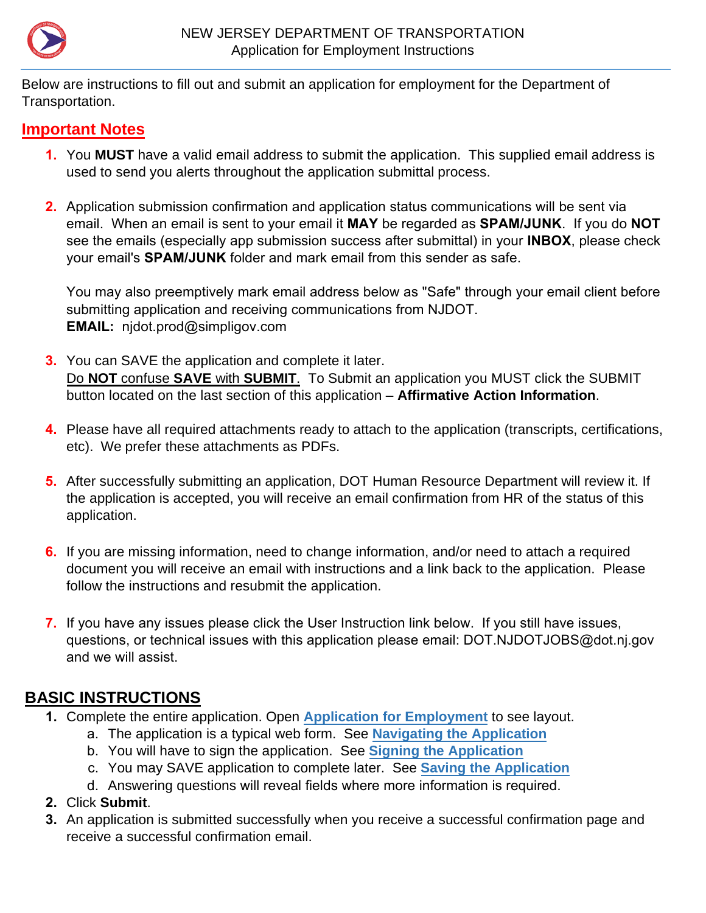# NEW JERSEY DEPARTMENT OF TRANSPORTATION
## Application for Employment Instructions

Below are instructions to fill out and submit an application for employment for the Department of Transportation.

## Important Notes

1. You **MUST** have a valid email address to submit the application. This supplied email address is used to send you alerts throughout the application submittal process.

2. Application submission confirmation and application status communications will be sent via email. When an email is sent to your email it **MAY** be regarded as **SPAM/JUNK**. If you do **NOT** see the emails (especially app submission success after submittal) in your **INBOX**, please check your email's **SPAM/JUNK** folder and mark email from this sender as safe.

   You may also preemptively mark email address below as "Safe" through your email client before submitting application and receiving communications from NJDOT.
   **EMAIL:** njdot.prod@simpligov.com

3. You can SAVE the application and complete it later.
   Do **NOT** confuse **SAVE** with **SUBMIT**. To Submit an application you MUST click the SUBMIT button located on the last section of this application – **Affirmative Action Information**.

4. Please have all required attachments ready to attach to the application (transcripts, certifications, etc). We prefer these attachments as PDFs.

5. After successfully submitting an application, DOT Human Resource Department will review it. If the application is accepted, you will receive an email confirmation from HR of the status of this application.

6. If you are missing information, need to change information, and/or need to attach a required document you will receive an email with instructions and a link back to the application. Please follow the instructions and resubmit the application.

7. If you have any issues please click the User Instruction link below. If you still have issues, questions, or technical issues with this application please email: DOT.NJDOTJOBS@dot.nj.gov and we will assist.

## BASIC INSTRUCTIONS

1. Complete the entire application. Open **Application for Employment** to see layout.
   a. The application is a typical web form. See **Navigating the Application**
   b. You will have to sign the application. See **Signing the Application**
   c. You may SAVE application to complete later. See **Saving the Application**
   d. Answering questions will reveal fields where more information is required.
2. Click **Submit**.
3. An application is submitted successfully when you receive a successful confirmation page and receive a successful confirmation email.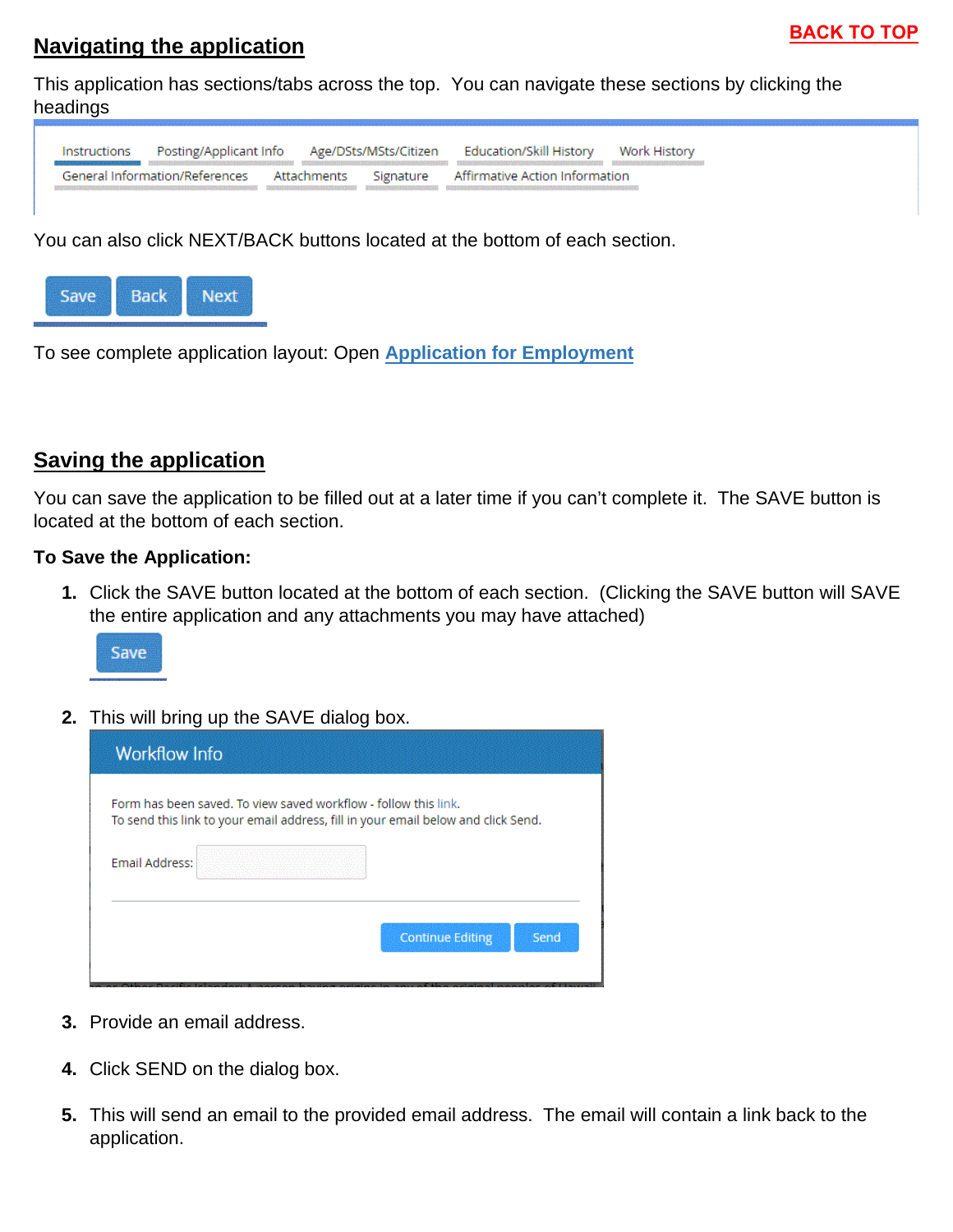[BACK TO TOP]

## Navigating the application

This application has sections/tabs across the top. You can navigate these sections by clicking the headings

Instructions | Posting/Applicant Info | Age/DSts/MSts/Citizen | Education/Skill History | Work History | General Information/References | Attachments | Signature | Affirmative Action Information

You can also click NEXT/BACK buttons located at the bottom of each section.

Save | Back | Next

To see complete application layout: Open **Application for Employment**

## Saving the application

You can save the application to be filled out at a later time if you can't complete it. The SAVE button is located at the bottom of each section.

**To Save the Application:**

1. Click the SAVE button located at the bottom of each section. (Clicking the SAVE button will SAVE the entire application and any attachments you may have attached)

   Save

2. This will bring up the SAVE dialog box.

   **Workflow Info**

   Form has been saved. To view saved workflow - follow this link.
   To send this link to your email address, fill in your email below and click Send.

   Email Address:

   Continue Editing | Send

3. Provide an email address.

4. Click SEND on the dialog box.

5. This will send an email to the provided email address. The email will contain a link back to the application.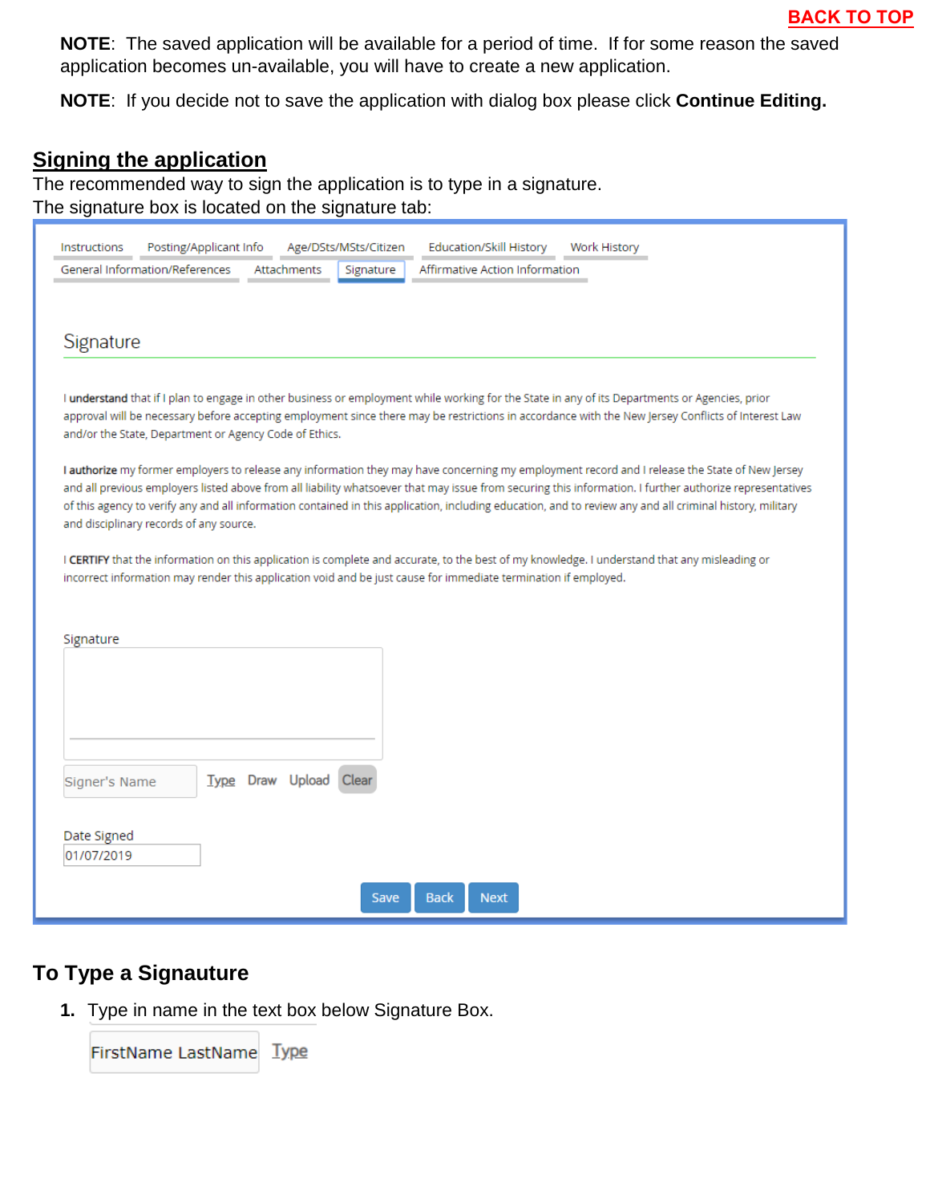BACK TO TOP

**NOTE**: The saved application will be available for a period of time. If for some reason the saved application becomes un-available, you will have to create a new application.

**NOTE**: If you decide not to save the application with dialog box please click **Continue Editing.**

## Signing the application

The recommended way to sign the application is to type in a signature.
The signature box is located on the signature tab:

Instructions | Posting/Applicant Info | Age/DSts/MSts/Citizen | Education/Skill History | Work History
General Information/References | Attachments | Signature | Affirmative Action Information

Signature

I **understand** that if I plan to engage in other business or employment while working for the State in any of its Departments or Agencies, prior approval will be necessary before accepting employment since there may be restrictions in accordance with the New Jersey Conflicts of Interest Law and/or the State, Department or Agency Code of Ethics.

**I authorize** my former employers to release any information they may have concerning my employment record and I release the State of New Jersey and all previous employers listed above from all liability whatsoever that may issue from securing this information. I further authorize representatives of this agency to verify any and all information contained in this application, including education, and to review any and all criminal history, military and disciplinary records of any source.

I **CERTIFY** that the information on this application is complete and accurate, to the best of my knowledge. I understand that any misleading or incorrect information may render this application void and be just cause for immediate termination if employed.

Signature

Signer's Name | Type | Draw | Upload | Clear

Date Signed
01/07/2019

Save | Back | Next

### To Type a Signauture

1. Type in name in the text box below Signature Box.

FirstName LastName | Type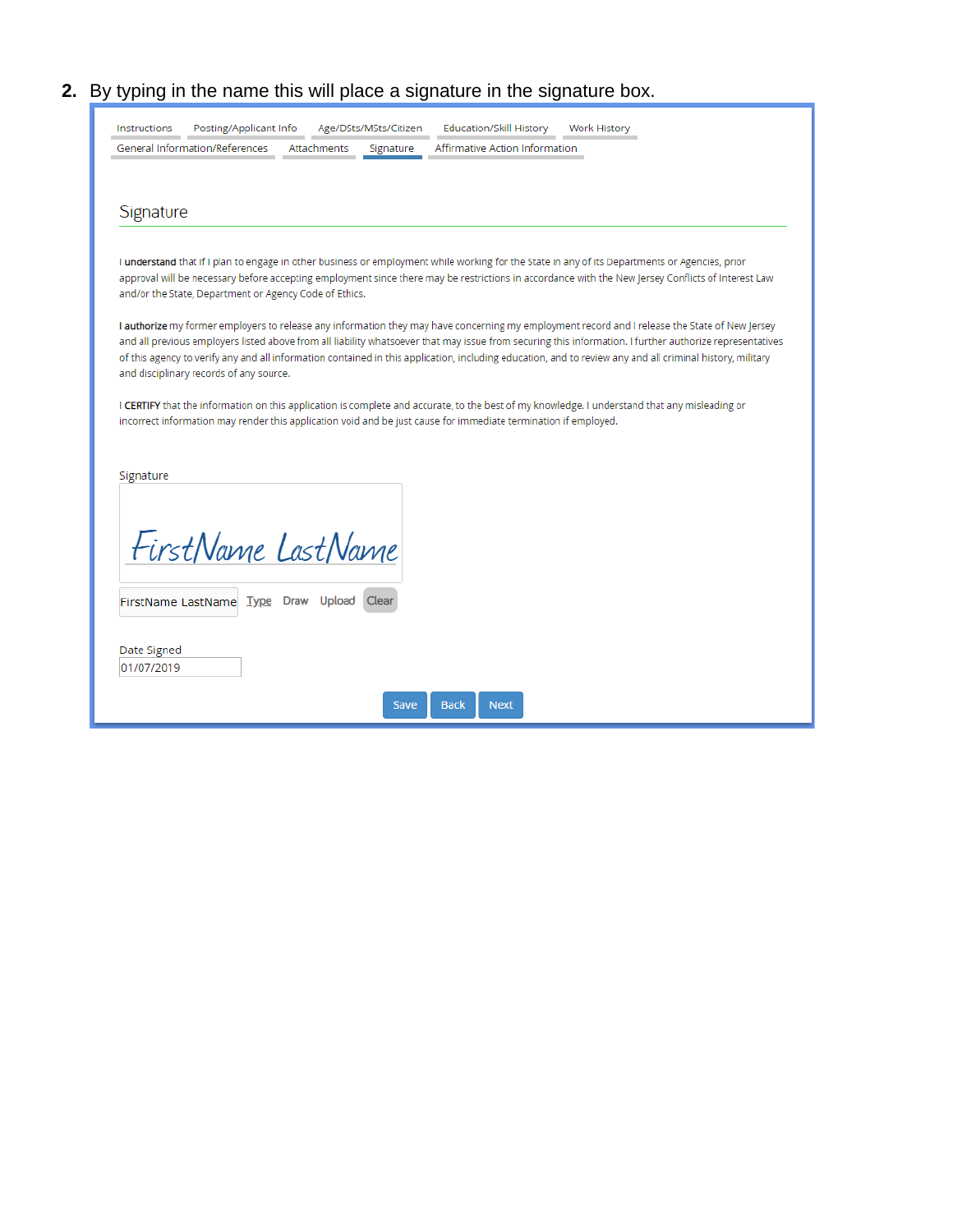2. By typing in the name this will place a signature in the signature box.

Instructions | Posting/Applicant Info | Age/DSts/MSts/Citizen | Education/Skill History | Work History

General Information/References | Attachments | Signature | Affirmative Action Information

## Signature

**I understand** that if I plan to engage in other business or employment while working for the State in any of its Departments or Agencies, prior approval will be necessary before accepting employment since there may be restrictions in accordance with the New Jersey Conflicts of Interest Law and/or the State, Department or Agency Code of Ethics.

**I authorize** my former employers to release any information they may have concerning my employment record and I release the State of New Jersey and all previous employers listed above from all liability whatsoever that may issue from securing this information. I further authorize representatives of this agency to verify any and all information contained in this application, including education, and to review any and all criminal history, military and disciplinary records of any source.

I **CERTIFY** that the information on this application is complete and accurate, to the best of my knowledge. I understand that any misleading or incorrect information may render this application void and be just cause for immediate termination if employed.

Signature

FirstName LastName

FirstName LastName  Type  Draw  Upload  Clear

Date Signed

01/07/2019

Save  Back  Next